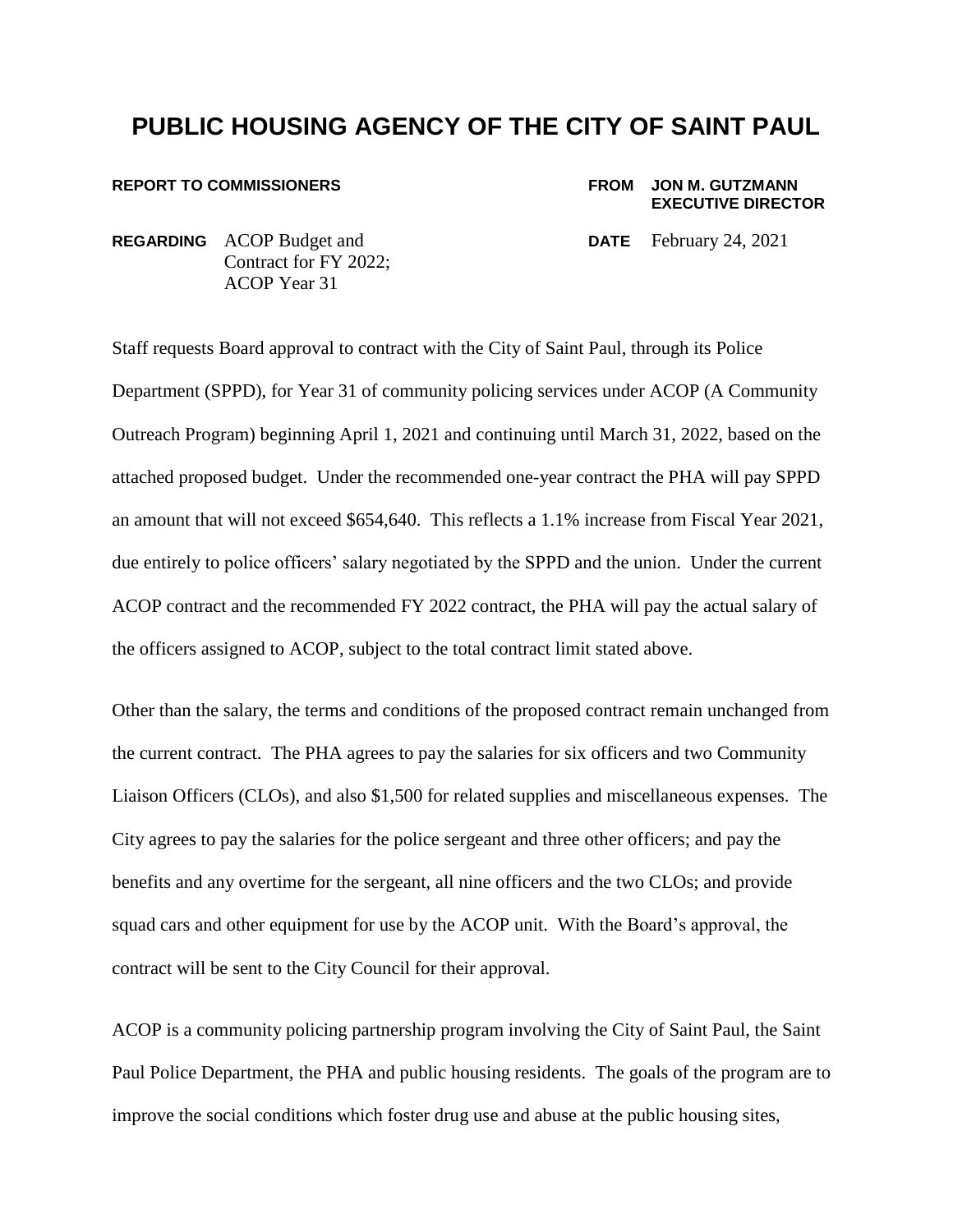# PUBLIC HOUSING AGENCY OF THE CITY OF SAINT PAUL

**REPORT TO COMMISSIONERS**

**FROM** **JON M. GUTZMANN**
**EXECUTIVE DIRECTOR**

**REGARDING** ACOP Budget and Contract for FY 2022; ACOP Year 31

**DATE** February 24, 2021

Staff requests Board approval to contract with the City of Saint Paul, through its Police Department (SPPD), for Year 31 of community policing services under ACOP (A Community Outreach Program) beginning April 1, 2021 and continuing until March 31, 2022, based on the attached proposed budget. Under the recommended one-year contract the PHA will pay SPPD an amount that will not exceed $654,640. This reflects a 1.1% increase from Fiscal Year 2021, due entirely to police officers' salary negotiated by the SPPD and the union. Under the current ACOP contract and the recommended FY 2022 contract, the PHA will pay the actual salary of the officers assigned to ACOP, subject to the total contract limit stated above.

Other than the salary, the terms and conditions of the proposed contract remain unchanged from the current contract. The PHA agrees to pay the salaries for six officers and two Community Liaison Officers (CLOs), and also $1,500 for related supplies and miscellaneous expenses. The City agrees to pay the salaries for the police sergeant and three other officers; and pay the benefits and any overtime for the sergeant, all nine officers and the two CLOs; and provide squad cars and other equipment for use by the ACOP unit. With the Board's approval, the contract will be sent to the City Council for their approval.

ACOP is a community policing partnership program involving the City of Saint Paul, the Saint Paul Police Department, the PHA and public housing residents. The goals of the program are to improve the social conditions which foster drug use and abuse at the public housing sites,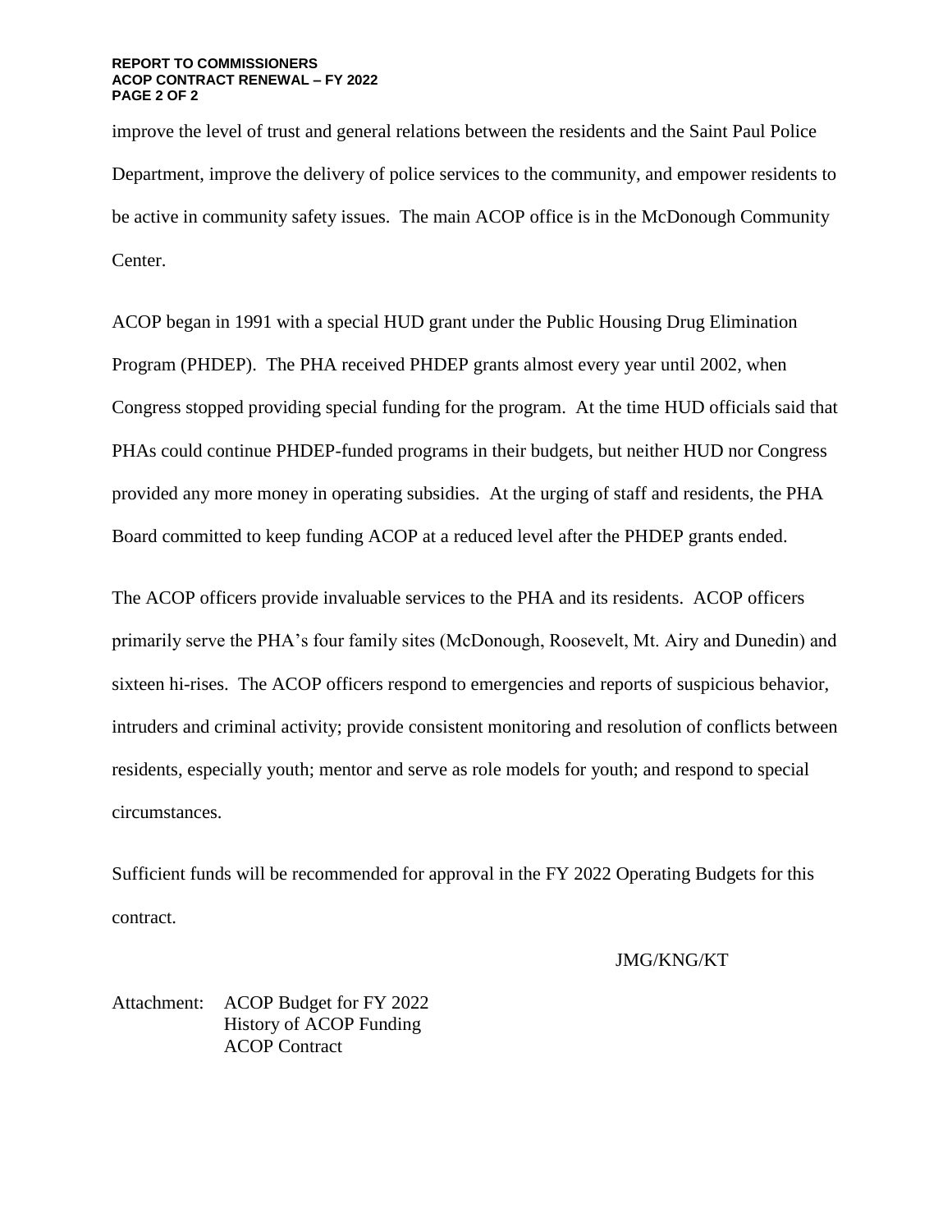improve the level of trust and general relations between the residents and the Saint Paul Police Department, improve the delivery of police services to the community, and empower residents to be active in community safety issues. The main ACOP office is in the McDonough Community Center.

ACOP began in 1991 with a special HUD grant under the Public Housing Drug Elimination Program (PHDEP). The PHA received PHDEP grants almost every year until 2002, when Congress stopped providing special funding for the program. At the time HUD officials said that PHAs could continue PHDEP-funded programs in their budgets, but neither HUD nor Congress provided any more money in operating subsidies. At the urging of staff and residents, the PHA Board committed to keep funding ACOP at a reduced level after the PHDEP grants ended.

The ACOP officers provide invaluable services to the PHA and its residents. ACOP officers primarily serve the PHA's four family sites (McDonough, Roosevelt, Mt. Airy and Dunedin) and sixteen hi-rises. The ACOP officers respond to emergencies and reports of suspicious behavior, intruders and criminal activity; provide consistent monitoring and resolution of conflicts between residents, especially youth; mentor and serve as role models for youth; and respond to special circumstances.

Sufficient funds will be recommended for approval in the FY 2022 Operating Budgets for this contract.

JMG/KNG/KT

Attachment: ACOP Budget for FY 2022
History of ACOP Funding
ACOP Contract